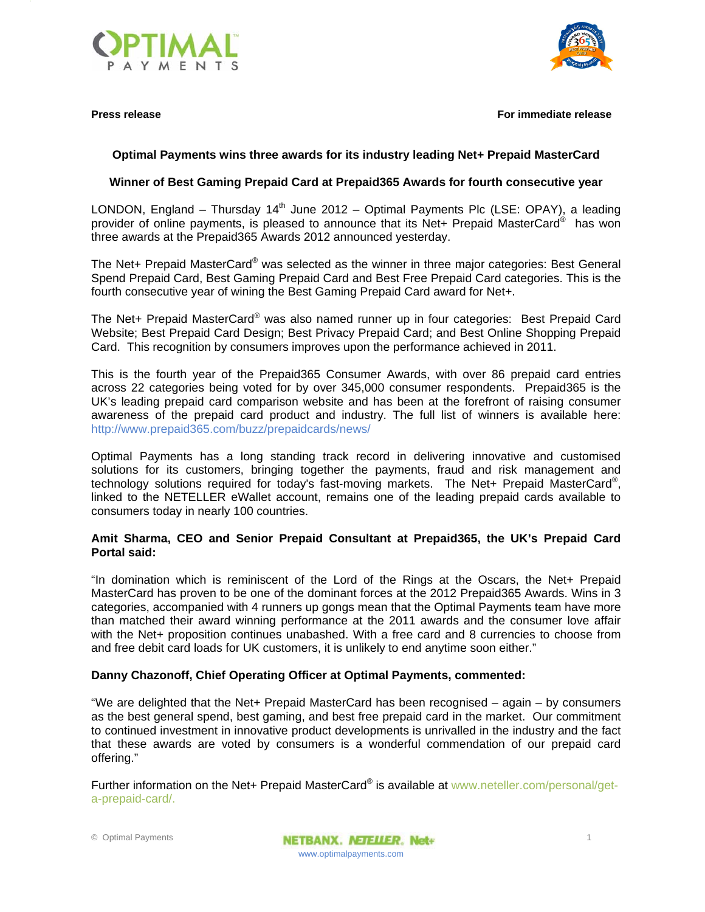**Press release** **For immediate release**

## Optimal Payments wins three awards for its industry leading Net+ Prepaid MasterCard

### Winner of Best Gaming Prepaid Card at Prepaid365 Awards for fourth consecutive year

LONDON, England – Thursday 14th June 2012 – Optimal Payments Plc (LSE: OPAY), a leading provider of online payments, is pleased to announce that its Net+ Prepaid MasterCard® has won three awards at the Prepaid365 Awards 2012 announced yesterday.

The Net+ Prepaid MasterCard® was selected as the winner in three major categories: Best General Spend Prepaid Card, Best Gaming Prepaid Card and Best Free Prepaid Card categories. This is the fourth consecutive year of wining the Best Gaming Prepaid Card award for Net+.

The Net+ Prepaid MasterCard® was also named runner up in four categories: Best Prepaid Card Website; Best Prepaid Card Design; Best Privacy Prepaid Card; and Best Online Shopping Prepaid Card. This recognition by consumers improves upon the performance achieved in 2011.

This is the fourth year of the Prepaid365 Consumer Awards, with over 86 prepaid card entries across 22 categories being voted for by over 345,000 consumer respondents. Prepaid365 is the UK's leading prepaid card comparison website and has been at the forefront of raising consumer awareness of the prepaid card product and industry. The full list of winners is available here: http://www.prepaid365.com/buzz/prepaidcards/news/

Optimal Payments has a long standing track record in delivering innovative and customised solutions for its customers, bringing together the payments, fraud and risk management and technology solutions required for today's fast-moving markets. The Net+ Prepaid MasterCard®, linked to the NETELLER eWallet account, remains one of the leading prepaid cards available to consumers today in nearly 100 countries.

**Amit Sharma, CEO and Senior Prepaid Consultant at Prepaid365, the UK's Prepaid Card Portal said:**

"In domination which is reminiscent of the Lord of the Rings at the Oscars, the Net+ Prepaid MasterCard has proven to be one of the dominant forces at the 2012 Prepaid365 Awards. Wins in 3 categories, accompanied with 4 runners up gongs mean that the Optimal Payments team have more than matched their award winning performance at the 2011 awards and the consumer love affair with the Net+ proposition continues unabashed. With a free card and 8 currencies to choose from and free debit card loads for UK customers, it is unlikely to end anytime soon either."

**Danny Chazonoff, Chief Operating Officer at Optimal Payments, commented:**

"We are delighted that the Net+ Prepaid MasterCard has been recognised – again – by consumers as the best general spend, best gaming, and best free prepaid card in the market. Our commitment to continued investment in innovative product developments is unrivalled in the industry and the fact that these awards are voted by consumers is a wonderful commendation of our prepaid card offering."

Further information on the Net+ Prepaid MasterCard® is available at www.neteller.com/personal/get-a-prepaid-card/.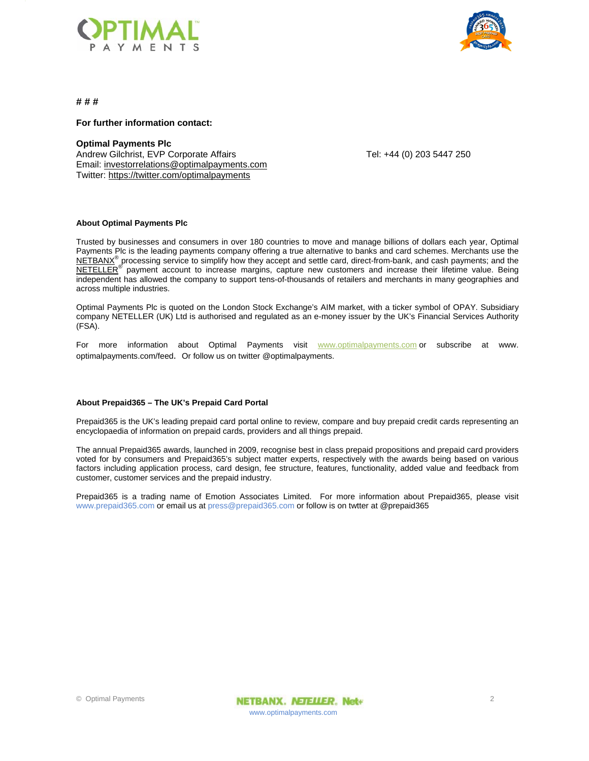# # #

**For further information contact:**

**Optimal Payments Plc**
Andrew Gilchrist, EVP Corporate Affairs
Tel: +44 (0) 203 5447 250
Email: investorrelations@optimalpayments.com
Twitter: https://twitter.com/optimalpayments

**About Optimal Payments Plc**

Trusted by businesses and consumers in over 180 countries to move and manage billions of dollars each year, Optimal Payments Plc is the leading payments company offering a true alternative to banks and card schemes. Merchants use the NETBANX® processing service to simplify how they accept and settle card, direct-from-bank, and cash payments; and the NETELLER® payment account to increase margins, capture new customers and increase their lifetime value. Being independent has allowed the company to support tens-of-thousands of retailers and merchants in many geographies and across multiple industries.

Optimal Payments Plc is quoted on the London Stock Exchange's AIM market, with a ticker symbol of OPAY. Subsidiary company NETELLER (UK) Ltd is authorised and regulated as an e-money issuer by the UK's Financial Services Authority (FSA).

For more information about Optimal Payments visit www.optimalpayments.com or subscribe at www.optimalpayments.com/feed. Or follow us on twitter @optimalpayments.

**About Prepaid365 – The UK's Prepaid Card Portal**

Prepaid365 is the UK's leading prepaid card portal online to review, compare and buy prepaid credit cards representing an encyclopaedia of information on prepaid cards, providers and all things prepaid.

The annual Prepaid365 awards, launched in 2009, recognise best in class prepaid propositions and prepaid card providers voted for by consumers and Prepaid365's subject matter experts, respectively with the awards being based on various factors including application process, card design, fee structure, features, functionality, added value and feedback from customer, customer services and the prepaid industry.

Prepaid365 is a trading name of Emotion Associates Limited. For more information about Prepaid365, please visit www.prepaid365.com or email us at press@prepaid365.com or follow is on twtter at @prepaid365